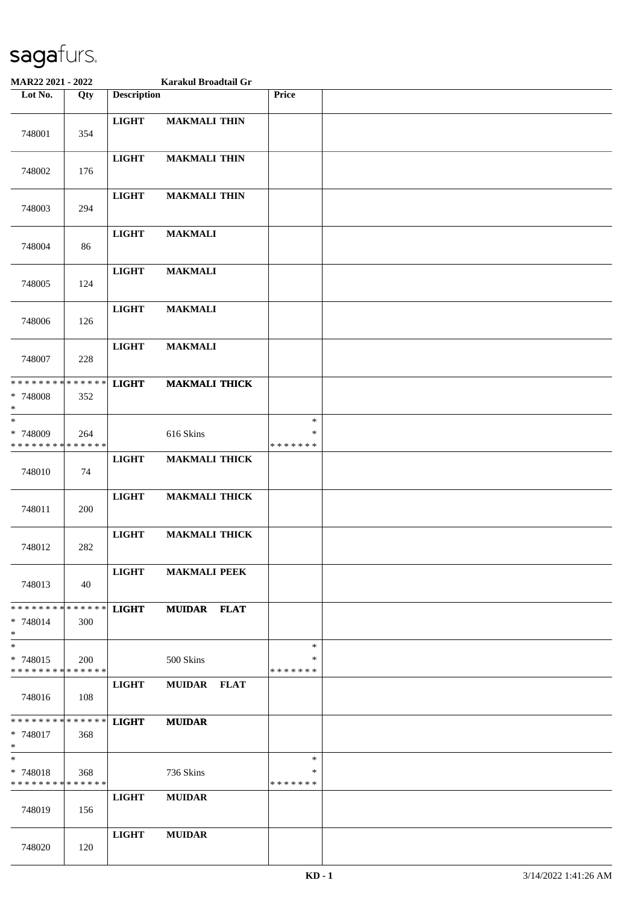# sagafurs.

**MAR22 2021 - 2022** **Karakul Broadtail Gr**

| Lot No. | Qty | Description | Price | |
|---|---|---|---|---|
| 748001 | 354 | **LIGHT MAKMALI THIN** | | |
| 748002 | 176 | **LIGHT MAKMALI THIN** | | |
| 748003 | 294 | **LIGHT MAKMALI THIN** | | |
| 748004 | 86 | **LIGHT MAKMALI** | | |
| 748005 | 124 | **LIGHT MAKMALI** | | |
| 748006 | 126 | **LIGHT MAKMALI** | | |
| 748007 | 228 | **LIGHT MAKMALI** | | |
| * * * * * * * * * * * * * * <br>* 748008<br>* | 352 | **LIGHT MAKMALI THICK** | | |
| *<br>* 748009<br>* * * * * * * * * * * * * * | 264 | 616 Skins | *<br>*<br>* * * * * * * | |
| 748010 | 74 | **LIGHT MAKMALI THICK** | | |
| 748011 | 200 | **LIGHT MAKMALI THICK** | | |
| 748012 | 282 | **LIGHT MAKMALI THICK** | | |
| 748013 | 40 | **LIGHT MAKMALI PEEK** | | |
| * * * * * * * * * * * * * * <br>* 748014<br>* | 300 | **LIGHT MUIDAR FLAT** | | |
| *<br>* 748015<br>* * * * * * * * * * * * * * | 200 | 500 Skins | *<br>*<br>* * * * * * * | |
| 748016 | 108 | **LIGHT MUIDAR FLAT** | | |
| * * * * * * * * * * * * * * <br>* 748017<br>* | 368 | **LIGHT MUIDAR** | | |
| *<br>* 748018<br>* * * * * * * * * * * * * * | 368 | 736 Skins | *<br>*<br>* * * * * * * | |
| 748019 | 156 | **LIGHT MUIDAR** | | |
| 748020 | 120 | **LIGHT MUIDAR** | | |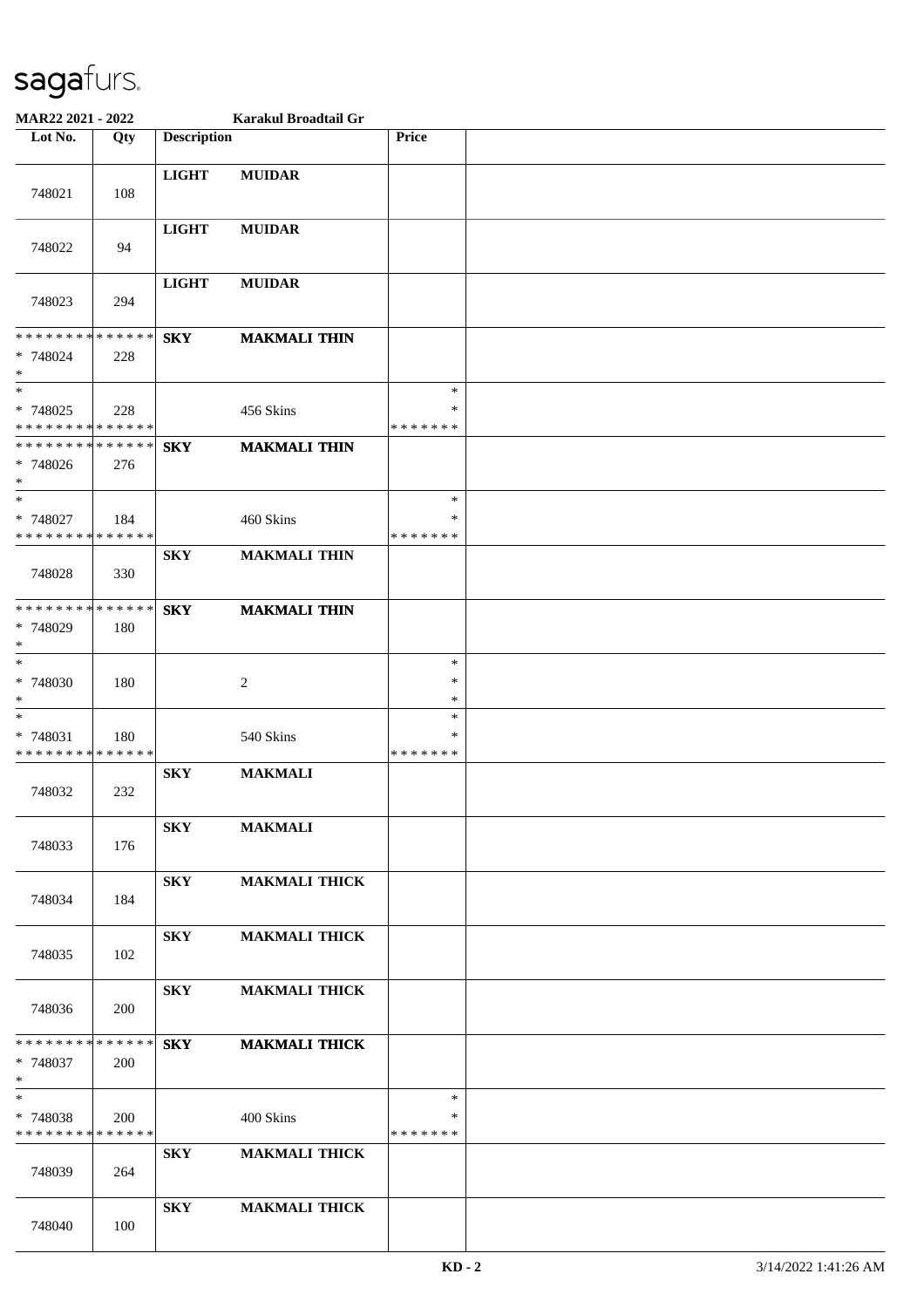**MAR22 2021 - 2022** **Karakul Broadtail Gr**

| Lot No. | Qty | Description | | Price | |
|---|---|---|---|---|---|
| 748021 | 108 | **LIGHT** | **MUIDAR** | | |
| 748022 | 94 | **LIGHT** | **MUIDAR** | | |
| 748023 | 294 | **LIGHT** | **MUIDAR** | | |
| * * * * * * * * * * * * * * <br> * 748024 <br> * | 228 | **SKY** | **MAKMALI THIN** | | |
| * <br> * 748025 <br> * * * * * * * * * * * * * * | 228 | | 456 Skins | * <br> * <br> * * * * * * * | |
| * * * * * * * * * * * * * * <br> * 748026 <br> * | 276 | **SKY** | **MAKMALI THIN** | | |
| * <br> * 748027 <br> * * * * * * * * * * * * * * | 184 | | 460 Skins | * <br> * <br> * * * * * * * | |
| 748028 | 330 | **SKY** | **MAKMALI THIN** | | |
| * * * * * * * * * * * * * * <br> * 748029 <br> * | 180 | **SKY** | **MAKMALI THIN** | | |
| * <br> * 748030 <br> * | 180 | | 2 | * <br> * <br> * | |
| * <br> * 748031 <br> * * * * * * * * * * * * * * | 180 | | 540 Skins | * <br> * <br> * * * * * * * | |
| 748032 | 232 | **SKY** | **MAKMALI** | | |
| 748033 | 176 | **SKY** | **MAKMALI** | | |
| 748034 | 184 | **SKY** | **MAKMALI THICK** | | |
| 748035 | 102 | **SKY** | **MAKMALI THICK** | | |
| 748036 | 200 | **SKY** | **MAKMALI THICK** | | |
| * * * * * * * * * * * * * * <br> * 748037 <br> * | 200 | **SKY** | **MAKMALI THICK** | | |
| * <br> * 748038 <br> * * * * * * * * * * * * * * | 200 | | 400 Skins | * <br> * <br> * * * * * * * | |
| 748039 | 264 | **SKY** | **MAKMALI THICK** | | |
| 748040 | 100 | **SKY** | **MAKMALI THICK** | | |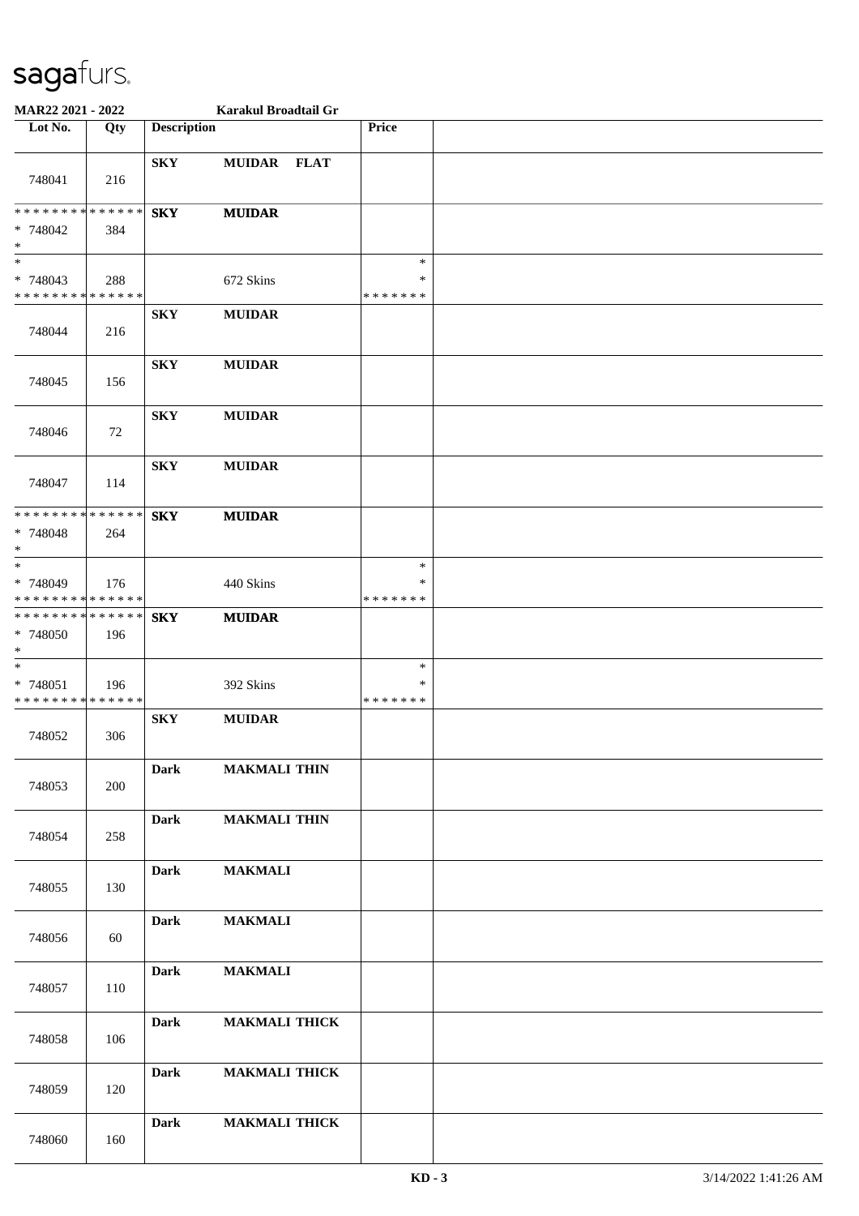sagafurs.

**MAR22 2021 - 2022** **Karakul Broadtail Gr**

| Lot No. | Qty | Description | | Price | |
|---|---|---|---|---|---|
| 748041 | 216 | **SKY** | **MUIDAR FLAT** | | |
| * * * * * * * * * * * * * *<br>* 748042<br>* | 384 | **SKY** | **MUIDAR** | | |
| *<br>* 748043<br>* * * * * * * * * * * * * * | 288 | | 672 Skins | *<br>*<br>* * * * * * * | |
| 748044 | 216 | **SKY** | **MUIDAR** | | |
| 748045 | 156 | **SKY** | **MUIDAR** | | |
| 748046 | 72 | **SKY** | **MUIDAR** | | |
| 748047 | 114 | **SKY** | **MUIDAR** | | |
| * * * * * * * * * * * * * *<br>* 748048<br>* | 264 | **SKY** | **MUIDAR** | | |
| *<br>* 748049<br>* * * * * * * * * * * * * * | 176 | | 440 Skins | *<br>*<br>* * * * * * * | |
| * * * * * * * * * * * * * *<br>* 748050<br>* | 196 | **SKY** | **MUIDAR** | | |
| *<br>* 748051<br>* * * * * * * * * * * * * * | 196 | | 392 Skins | *<br>*<br>* * * * * * * | |
| 748052 | 306 | **SKY** | **MUIDAR** | | |
| 748053 | 200 | **Dark** | **MAKMALI THIN** | | |
| 748054 | 258 | **Dark** | **MAKMALI THIN** | | |
| 748055 | 130 | **Dark** | **MAKMALI** | | |
| 748056 | 60 | **Dark** | **MAKMALI** | | |
| 748057 | 110 | **Dark** | **MAKMALI** | | |
| 748058 | 106 | **Dark** | **MAKMALI THICK** | | |
| 748059 | 120 | **Dark** | **MAKMALI THICK** | | |
| 748060 | 160 | **Dark** | **MAKMALI THICK** | | |

KD - 3 3/14/2022 1:41:26 AM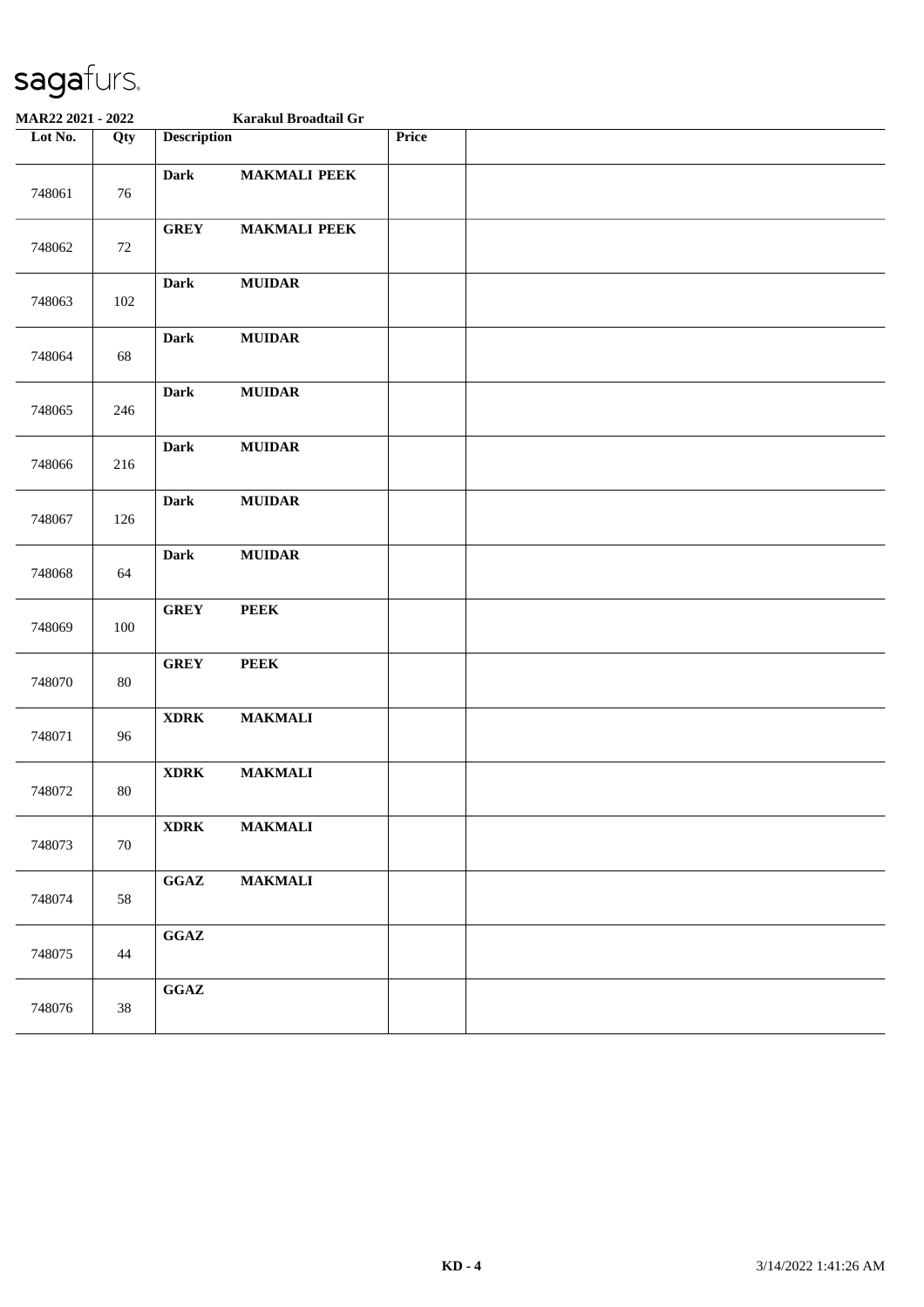**MAR22 2021 - 2022** **Karakul Broadtail Gr**

| Lot No. | Qty | Description | | Price | |
|---|---|---|---|---|---|
| 748061 | 76 | **Dark** | **MAKMALI PEEK** | | |
| 748062 | 72 | **GREY** | **MAKMALI PEEK** | | |
| 748063 | 102 | **Dark** | **MUIDAR** | | |
| 748064 | 68 | **Dark** | **MUIDAR** | | |
| 748065 | 246 | **Dark** | **MUIDAR** | | |
| 748066 | 216 | **Dark** | **MUIDAR** | | |
| 748067 | 126 | **Dark** | **MUIDAR** | | |
| 748068 | 64 | **Dark** | **MUIDAR** | | |
| 748069 | 100 | **GREY** | **PEEK** | | |
| 748070 | 80 | **GREY** | **PEEK** | | |
| 748071 | 96 | **XDRK** | **MAKMALI** | | |
| 748072 | 80 | **XDRK** | **MAKMALI** | | |
| 748073 | 70 | **XDRK** | **MAKMALI** | | |
| 748074 | 58 | **GGAZ** | **MAKMALI** | | |
| 748075 | 44 | **GGAZ** | | | |
| 748076 | 38 | **GGAZ** | | | |

**KD - 4** 3/14/2022 1:41:26 AM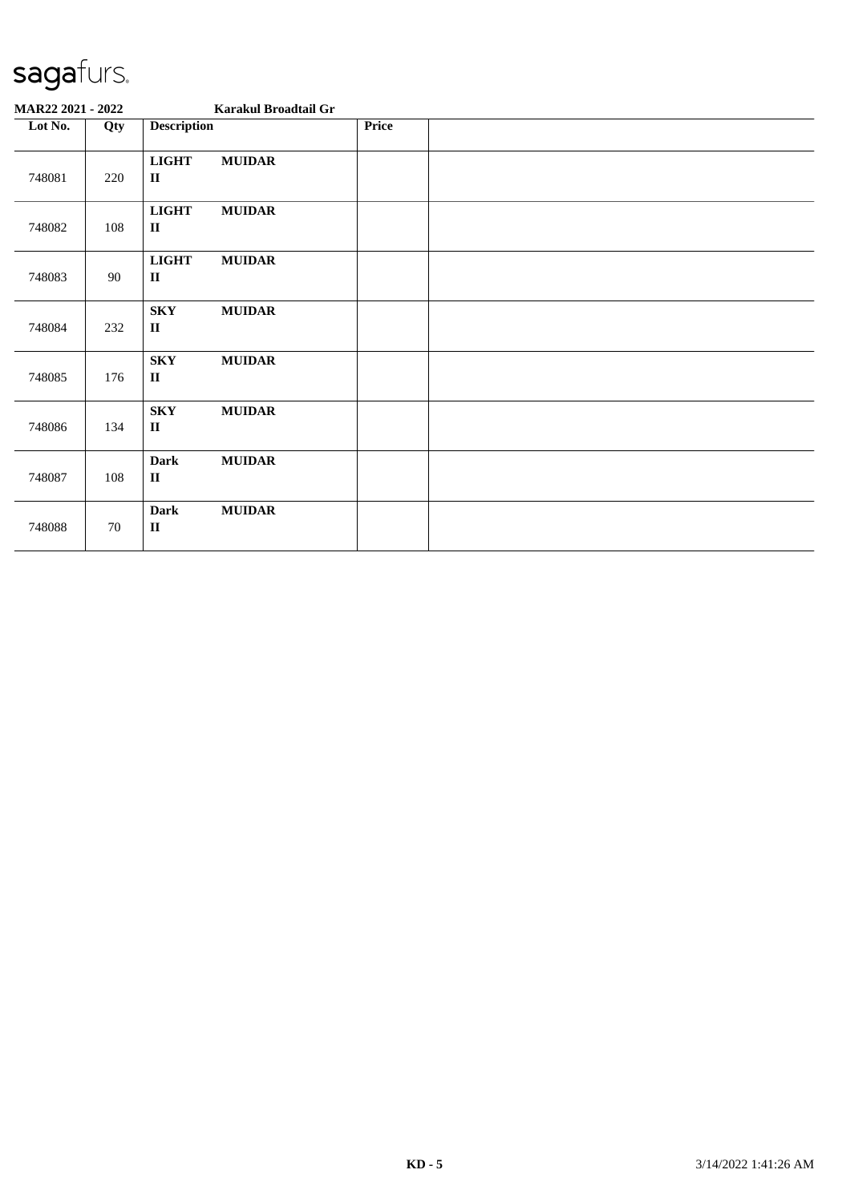sagafurs.

**MAR22 2021 - 2022** **Karakul Broadtail Gr**

| Lot No. | Qty | Description | Price | |
|---|---|---|---|---|
| 748081 | 220 | **LIGHT MUIDAR II** | | |
| 748082 | 108 | **LIGHT MUIDAR II** | | |
| 748083 | 90 | **LIGHT MUIDAR II** | | |
| 748084 | 232 | **SKY MUIDAR II** | | |
| 748085 | 176 | **SKY MUIDAR II** | | |
| 748086 | 134 | **SKY MUIDAR II** | | |
| 748087 | 108 | **Dark MUIDAR II** | | |
| 748088 | 70 | **Dark MUIDAR II** | | |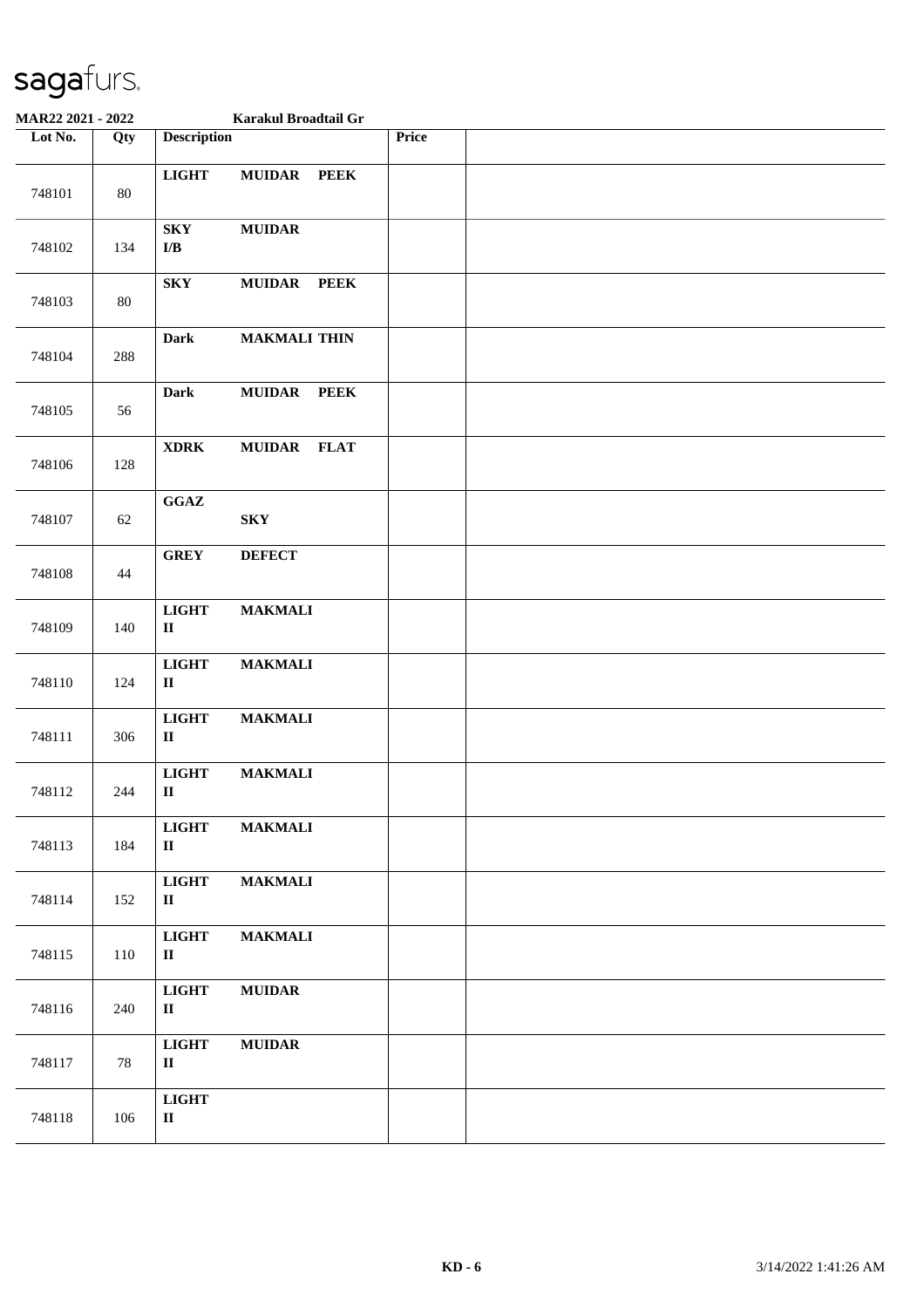sagafurs.

**MAR22 2021 - 2022** **Karakul Broadtail Gr**

| Lot No. | Qty | Description | Price | |
|---|---|---|---|---|
| 748101 | 80 | **LIGHT MUIDAR PEEK** | | |
| 748102 | 134 | **SKY MUIDAR I/B** | | |
| 748103 | 80 | **SKY MUIDAR PEEK** | | |
| 748104 | 288 | **Dark MAKMALI THIN** | | |
| 748105 | 56 | **Dark MUIDAR PEEK** | | |
| 748106 | 128 | **XDRK MUIDAR FLAT** | | |
| 748107 | 62 | **GGAZ SKY** | | |
| 748108 | 44 | **GREY DEFECT** | | |
| 748109 | 140 | **LIGHT MAKMALI II** | | |
| 748110 | 124 | **LIGHT MAKMALI II** | | |
| 748111 | 306 | **LIGHT MAKMALI II** | | |
| 748112 | 244 | **LIGHT MAKMALI II** | | |
| 748113 | 184 | **LIGHT MAKMALI II** | | |
| 748114 | 152 | **LIGHT MAKMALI II** | | |
| 748115 | 110 | **LIGHT MAKMALI II** | | |
| 748116 | 240 | **LIGHT MUIDAR II** | | |
| 748117 | 78 | **LIGHT MUIDAR II** | | |
| 748118 | 106 | **LIGHT II** | | |

**KD - 6** 3/14/2022 1:41:26 AM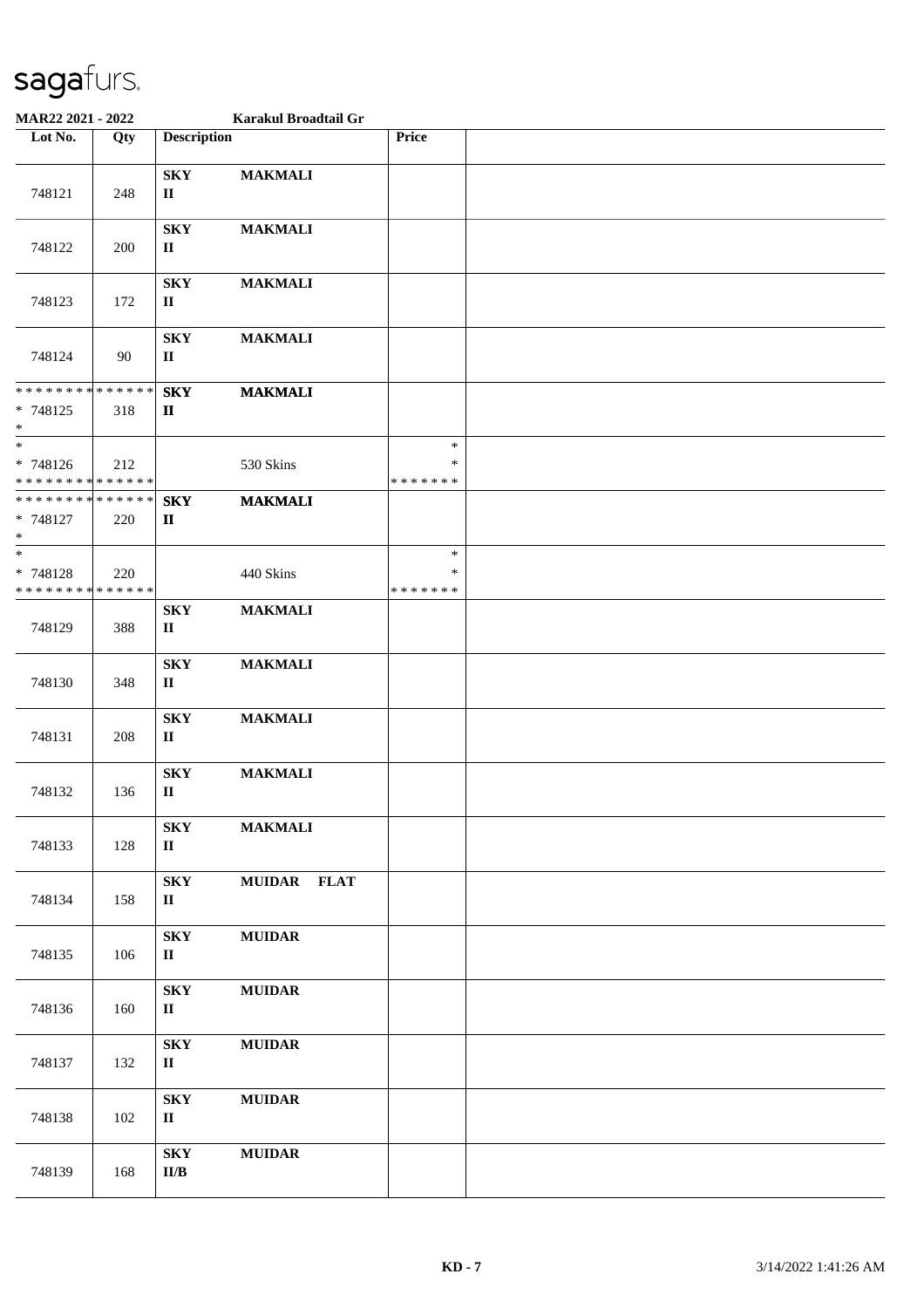**MAR22 2021 - 2022** **Karakul Broadtail Gr**

| Lot No. | Qty | Description | Price | |
|---|---|---|---|---|
| 748121 | 248 | **SKY** **MAKMALI** **II** | | |
| 748122 | 200 | **SKY** **MAKMALI** **II** | | |
| 748123 | 172 | **SKY** **MAKMALI** **II** | | |
| 748124 | 90 | **SKY** **MAKMALI** **II** | | |
| * * * * * * * * * * * * * * * 748125 * | 318 | **SKY** **MAKMALI** **II** | | |
| * * 748126 * * * * * * * * * * * * * * | 212 | 530 Skins | * * * * * * * * * | |
| * * * * * * * * * * * * * * * 748127 * | 220 | **SKY** **MAKMALI** **II** | | |
| * * 748128 * * * * * * * * * * * * * * | 220 | 440 Skins | * * * * * * * * * | |
| 748129 | 388 | **SKY** **MAKMALI** **II** | | |
| 748130 | 348 | **SKY** **MAKMALI** **II** | | |
| 748131 | 208 | **SKY** **MAKMALI** **II** | | |
| 748132 | 136 | **SKY** **MAKMALI** **II** | | |
| 748133 | 128 | **SKY** **MAKMALI** **II** | | |
| 748134 | 158 | **SKY** **MUIDAR** **FLAT** **II** | | |
| 748135 | 106 | **SKY** **MUIDAR** **II** | | |
| 748136 | 160 | **SKY** **MUIDAR** **II** | | |
| 748137 | 132 | **SKY** **MUIDAR** **II** | | |
| 748138 | 102 | **SKY** **MUIDAR** **II** | | |
| 748139 | 168 | **SKY** **MUIDAR** **II/B** | | |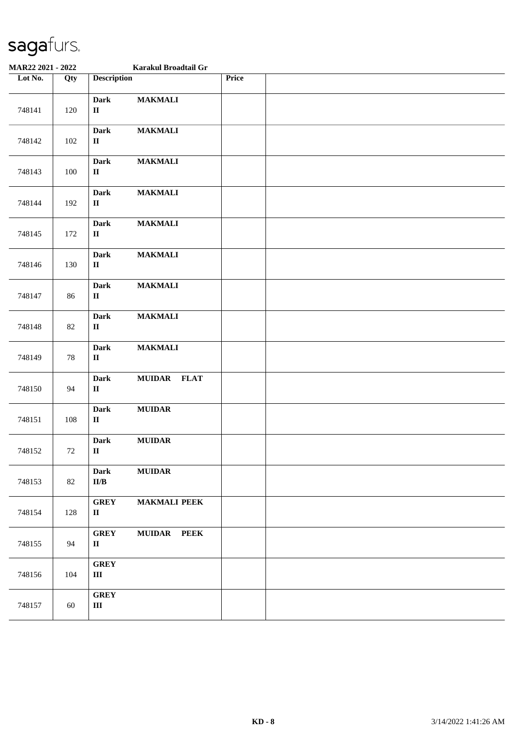**sagafurs.**

**MAR22 2021 - 2022** **Karakul Broadtail Gr**

| Lot No. | Qty | Description | Price | |
|---|---|---|---|---|
| 748141 | 120 | **Dark MAKMALI II** | | |
| 748142 | 102 | **Dark MAKMALI II** | | |
| 748143 | 100 | **Dark MAKMALI II** | | |
| 748144 | 192 | **Dark MAKMALI II** | | |
| 748145 | 172 | **Dark MAKMALI II** | | |
| 748146 | 130 | **Dark MAKMALI II** | | |
| 748147 | 86 | **Dark MAKMALI II** | | |
| 748148 | 82 | **Dark MAKMALI II** | | |
| 748149 | 78 | **Dark MAKMALI II** | | |
| 748150 | 94 | **Dark MUIDAR FLAT II** | | |
| 748151 | 108 | **Dark MUIDAR II** | | |
| 748152 | 72 | **Dark MUIDAR II** | | |
| 748153 | 82 | **Dark MUIDAR II/B** | | |
| 748154 | 128 | **GREY MAKMALI PEEK II** | | |
| 748155 | 94 | **GREY MUIDAR PEEK II** | | |
| 748156 | 104 | **GREY III** | | |
| 748157 | 60 | **GREY III** | | |

**KD - 8** 3/14/2022 1:41:26 AM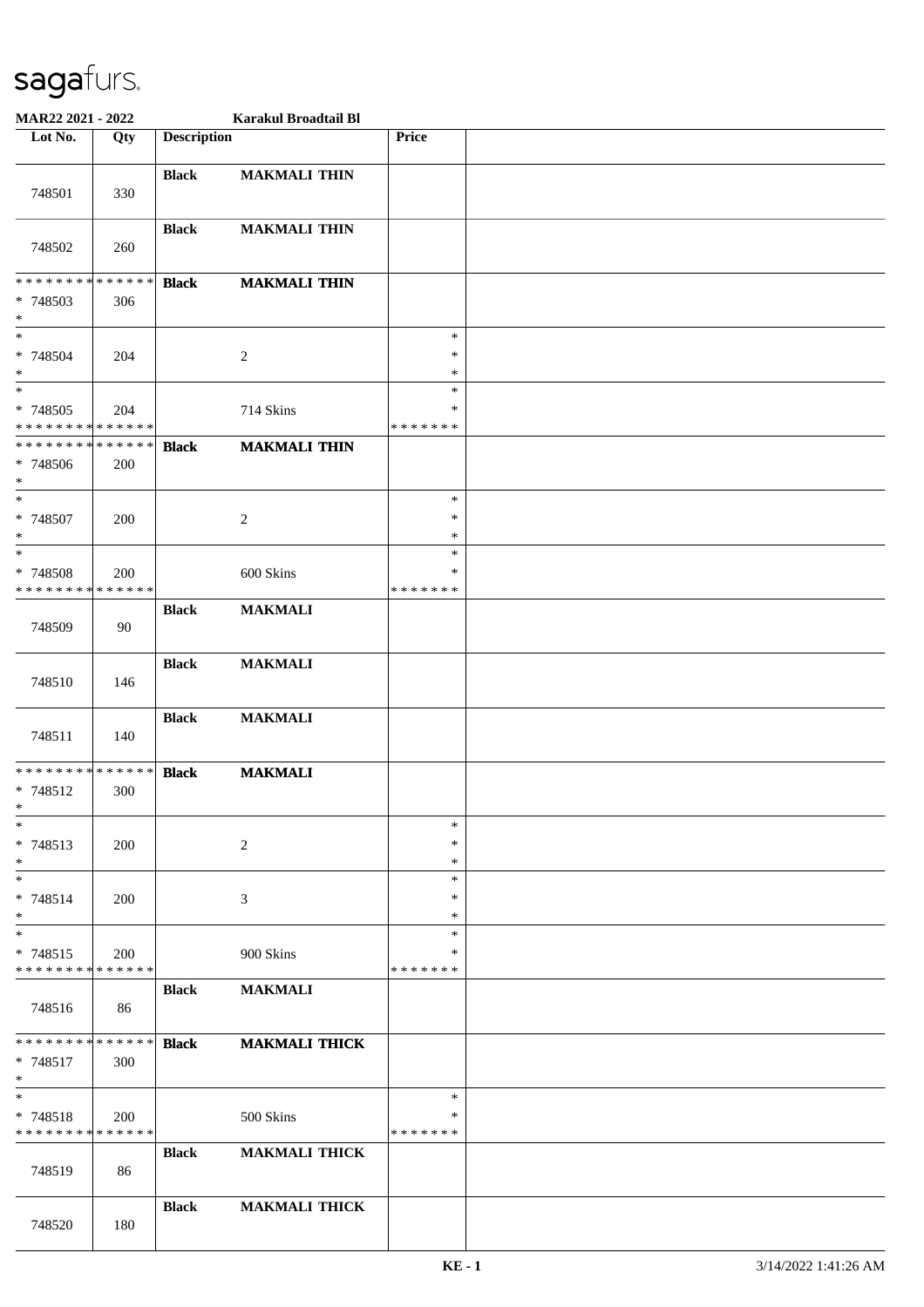**MAR22 2021 - 2022** **Karakul Broadtail Bl**

| Lot No. | Qty | Description | | Price | |
|---|---|---|---|---|---|
| 748501 | 330 | **Black** | **MAKMALI THIN** | | |
| 748502 | 260 | **Black** | **MAKMALI THIN** | | |
| * * * * * * * * * * * * * * <br>* 748503<br>* | 306 | **Black** | **MAKMALI THIN** | | |
| * <br>* 748504<br>* | 204 | | 2 | * <br>* <br>* | |
| * <br>* 748505<br>* * * * * * * * * * * * * * | 204 | | 714 Skins | * <br>* <br>* * * * * * * | |
| * * * * * * * * * * * * * * <br>* 748506<br>* | 200 | **Black** | **MAKMALI THIN** | | |
| * <br>* 748507<br>* | 200 | | 2 | * <br>* <br>* | |
| * <br>* 748508<br>* * * * * * * * * * * * * * | 200 | | 600 Skins | * <br>* <br>* * * * * * * | |
| 748509 | 90 | **Black** | **MAKMALI** | | |
| 748510 | 146 | **Black** | **MAKMALI** | | |
| 748511 | 140 | **Black** | **MAKMALI** | | |
| * * * * * * * * * * * * * * <br>* 748512<br>* | 300 | **Black** | **MAKMALI** | | |
| * <br>* 748513<br>* | 200 | | 2 | * <br>* <br>* | |
| * <br>* 748514<br>* | 200 | | 3 | * <br>* <br>* | |
| * <br>* 748515<br>* * * * * * * * * * * * * * | 200 | | 900 Skins | * <br>* <br>* * * * * * * | |
| 748516 | 86 | **Black** | **MAKMALI** | | |
| * * * * * * * * * * * * * * <br>* 748517<br>* | 300 | **Black** | **MAKMALI THICK** | | |
| * <br>* 748518<br>* * * * * * * * * * * * * * | 200 | | 500 Skins | * <br>* <br>* * * * * * * | |
| 748519 | 86 | **Black** | **MAKMALI THICK** | | |
| 748520 | 180 | **Black** | **MAKMALI THICK** | | |

KE - 1 3/14/2022 1:41:26 AM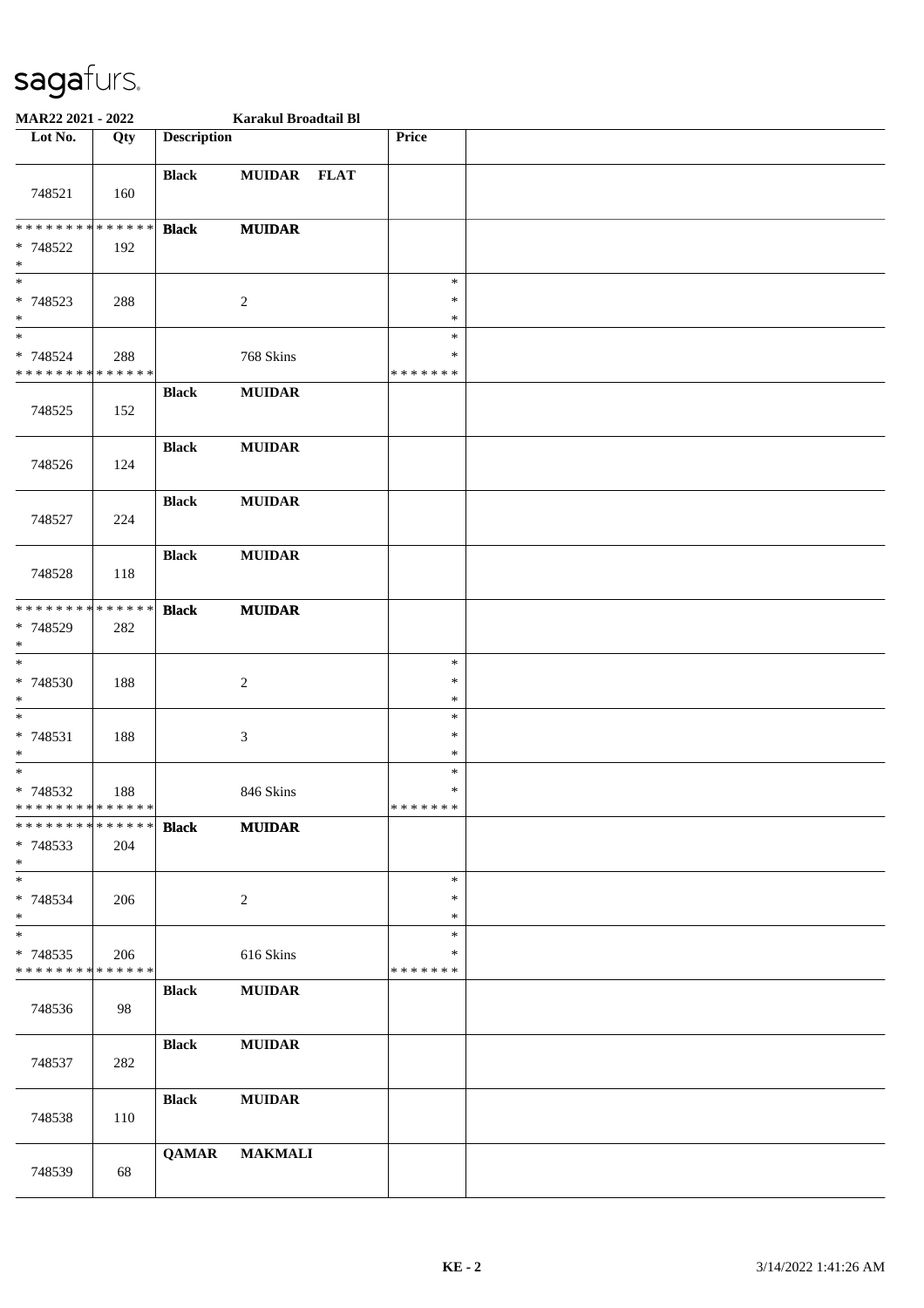**MAR22 2021 - 2022** **Karakul Broadtail Bl**

| Lot No. | Qty | Description | | | Price | |
|---|---|---|---|---|---|---|
| 748521 | 160 | **Black** | **MUIDAR** | **FLAT** | | |
| * * * * * * * * * * * * * * <br>* 748522<br>* | 192 | **Black** | **MUIDAR** | | | |
| *<br>* 748523<br>* | 288 | | 2 | | *<br>*<br>* | |
| *<br>* 748524<br>* * * * * * * * * * * * * * | 288 | | 768 Skins | | *<br>*<br>* * * * * * * | |
| 748525 | 152 | **Black** | **MUIDAR** | | | |
| 748526 | 124 | **Black** | **MUIDAR** | | | |
| 748527 | 224 | **Black** | **MUIDAR** | | | |
| 748528 | 118 | **Black** | **MUIDAR** | | | |
| * * * * * * * * * * * * * * <br>* 748529<br>* | 282 | **Black** | **MUIDAR** | | | |
| *<br>* 748530<br>* | 188 | | 2 | | *<br>*<br>* | |
| *<br>* 748531<br>* | 188 | | 3 | | *<br>*<br>* | |
| *<br>* 748532<br>* * * * * * * * * * * * * * | 188 | | 846 Skins | | *<br>*<br>* * * * * * * | |
| * * * * * * * * * * * * * * <br>* 748533<br>* | 204 | **Black** | **MUIDAR** | | | |
| *<br>* 748534<br>* | 206 | | 2 | | *<br>*<br>* | |
| *<br>* 748535<br>* * * * * * * * * * * * * * | 206 | | 616 Skins | | *<br>*<br>* * * * * * * | |
| 748536 | 98 | **Black** | **MUIDAR** | | | |
| 748537 | 282 | **Black** | **MUIDAR** | | | |
| 748538 | 110 | **Black** | **MUIDAR** | | | |
| 748539 | 68 | **QAMAR** | **MAKMALI** | | | |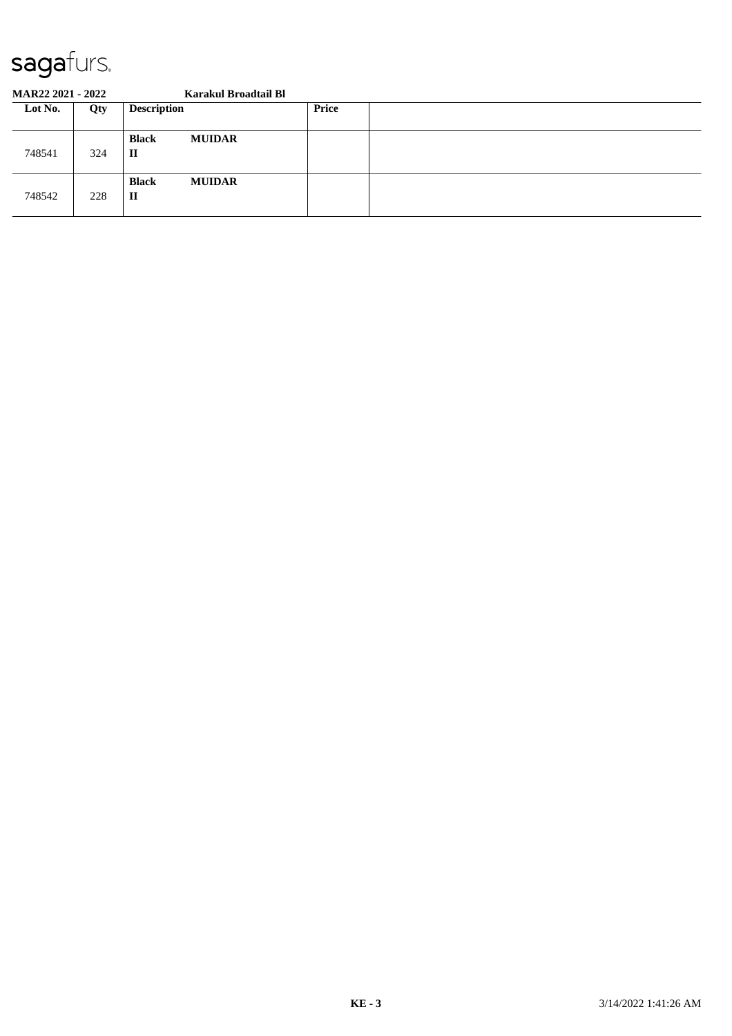**MAR22 2021 - 2022** **Karakul Broadtail Bl**

| Lot No. | Qty | Description | Price | |
|---|---|---|---|---|
| 748541 | 324 | **Black MUIDAR II** | | |
| 748542 | 228 | **Black MUIDAR II** | | |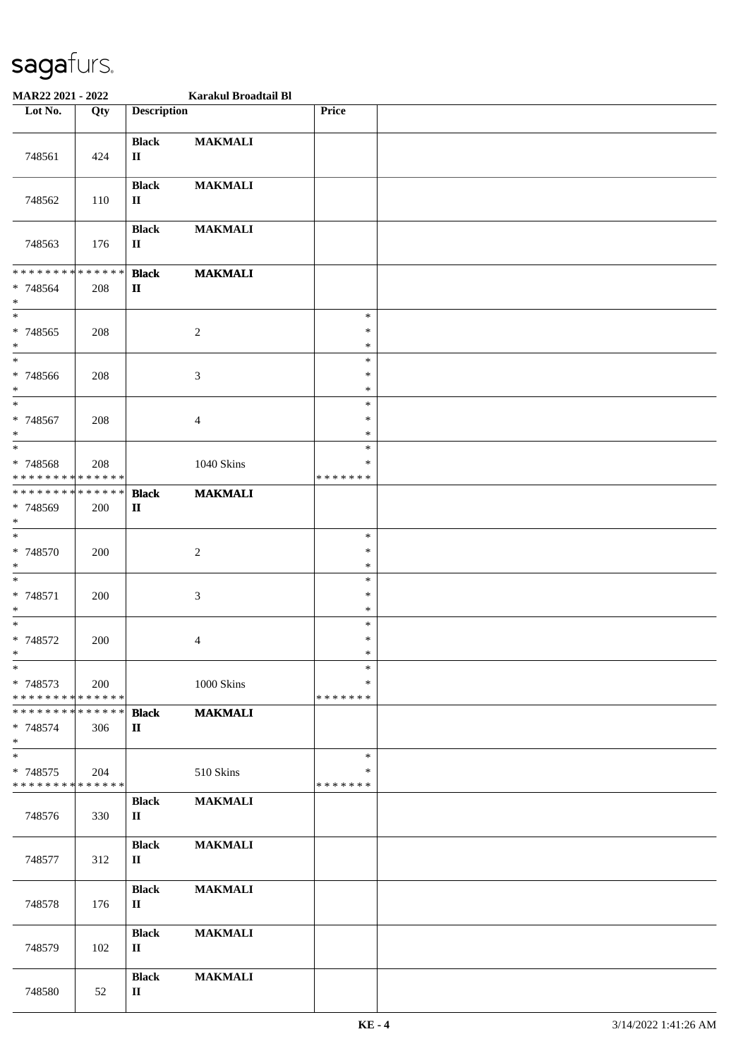**MAR22 2021 - 2022** **Karakul Broadtail Bl**

| Lot No. | Qty | Description | | Price | |
|---|---|---|---|---|---|
| 748561 | 424 | **Black** **II** | **MAKMALI** | | |
| 748562 | 110 | **Black** **II** | **MAKMALI** | | |
| 748563 | 176 | **Black** **II** | **MAKMALI** | | |
| * * * * * * * * * * * * * * * 748564 * | 208 | **Black** **II** | **MAKMALI** | | |
| * * 748565 * | 208 | | 2 | * * * | |
| * * 748566 * | 208 | | 3 | * * * | |
| * * 748567 * | 208 | | 4 | * * * | |
| * * 748568 * * * * * * * * * * * * * * | 208 | | 1040 Skins | * * * * * * * * * | |
| * * * * * * * * * * * * * * * 748569 * | 200 | **Black** **II** | **MAKMALI** | | |
| * * 748570 * | 200 | | 2 | * * * | |
| * * 748571 * | 200 | | 3 | * * * | |
| * * 748572 * | 200 | | 4 | * * * | |
| * * 748573 * * * * * * * * * * * * * * | 200 | | 1000 Skins | * * * * * * * * * | |
| * * * * * * * * * * * * * * * 748574 * | 306 | **Black** **II** | **MAKMALI** | | |
| * * 748575 * * * * * * * * * * * * * * | 204 | | 510 Skins | * * * * * * * * | |
| 748576 | 330 | **Black** **II** | **MAKMALI** | | |
| 748577 | 312 | **Black** **II** | **MAKMALI** | | |
| 748578 | 176 | **Black** **II** | **MAKMALI** | | |
| 748579 | 102 | **Black** **II** | **MAKMALI** | | |
| 748580 | 52 | **Black** **II** | **MAKMALI** | | |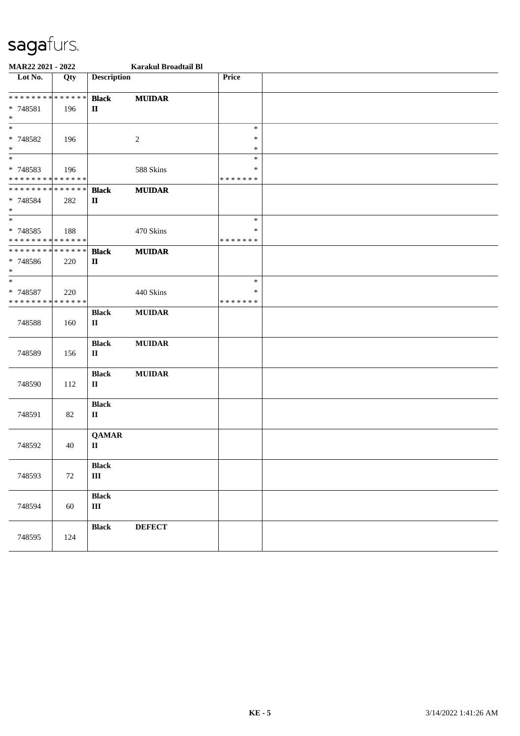**MAR22 2021 - 2022** **Karakul Broadtail Bl**

| Lot No. | Qty | Description | | Price | |
|---|---|---|---|---|---|
| * * * * * * * * * * * * * * | | **Black** | **MUIDAR** | | |
| * 748581 | 196 | **II** | | | |
| * | | | | | |
| * | | | | * | |
| * 748582 | 196 | | 2 | * | |
| * | | | | * | |
| * | | | | * | |
| * 748583 | 196 | | 588 Skins | * | |
| * * * * * * * * * * * * * * | | | | * * * * * * * | |
| * * * * * * * * * * * * * * | | **Black** | **MUIDAR** | | |
| * 748584 | 282 | **II** | | | |
| * | | | | | |
| * | | | | * | |
| * 748585 | 188 | | 470 Skins | * | |
| * * * * * * * * * * * * * * | | | | * * * * * * * | |
| * * * * * * * * * * * * * * | | **Black** | **MUIDAR** | | |
| * 748586 | 220 | **II** | | | |
| * | | | | | |
| * | | | | * | |
| * 748587 | 220 | | 440 Skins | * | |
| * * * * * * * * * * * * * * | | | | * * * * * * * | |
| 748588 | 160 | **Black** **II** | **MUIDAR** | | |
| 748589 | 156 | **Black** **II** | **MUIDAR** | | |
| 748590 | 112 | **Black** **II** | **MUIDAR** | | |
| 748591 | 82 | **Black** **II** | | | |
| 748592 | 40 | **QAMAR** **II** | | | |
| 748593 | 72 | **Black** **III** | | | |
| 748594 | 60 | **Black** **III** | | | |
| 748595 | 124 | **Black** | **DEFECT** | | |

KE - 5 3/14/2022 1:41:26 AM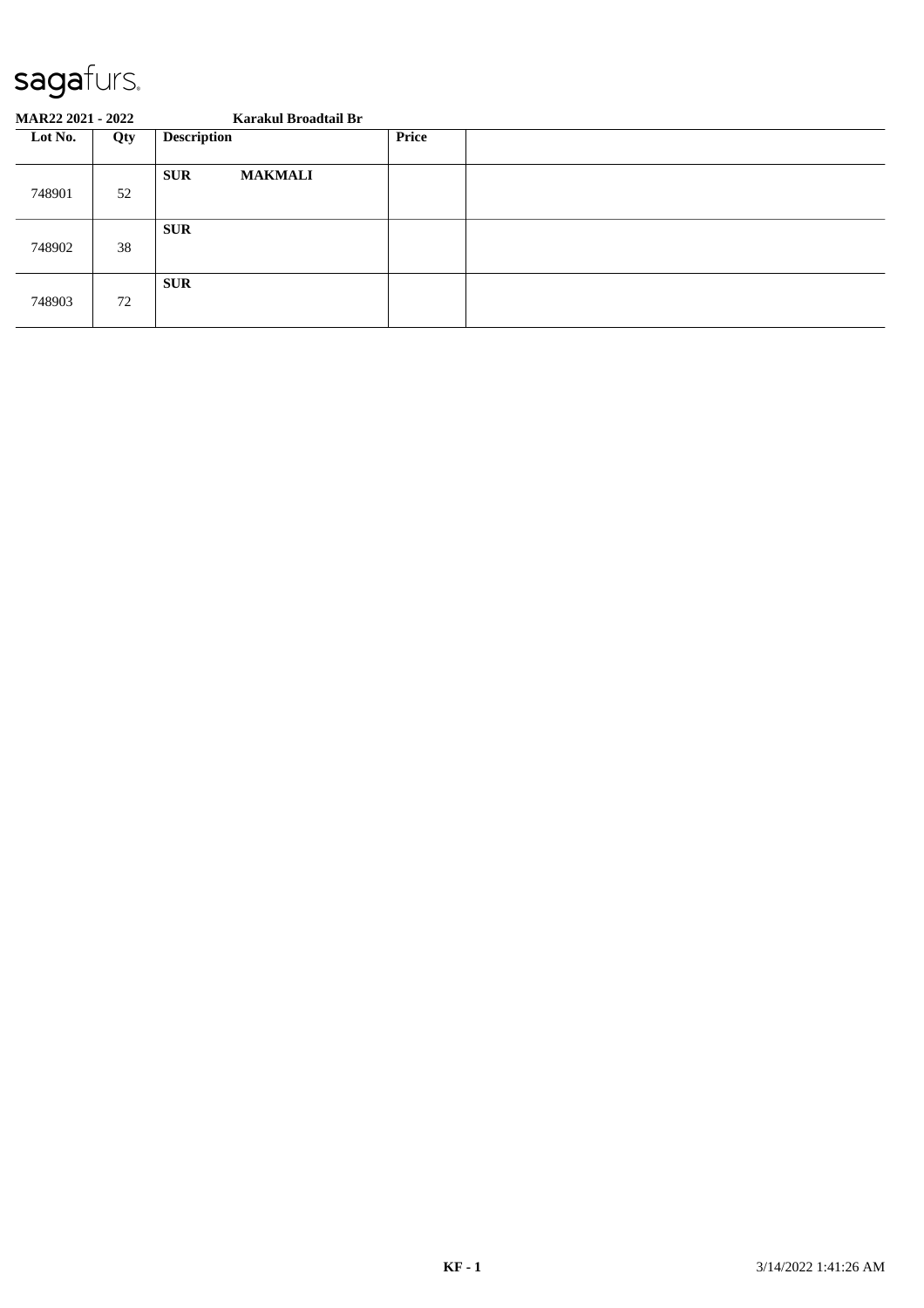sagafurs.

**MAR22 2021 - 2022** **Karakul Broadtail Br**

| Lot No. | Qty | Description | Price | |
|---|---|---|---|---|
| 748901 | 52 | **SUR** **MAKMALI** | | |
| 748902 | 38 | **SUR** | | |
| 748903 | 72 | **SUR** | | |

**KF - 1** 3/14/2022 1:41:26 AM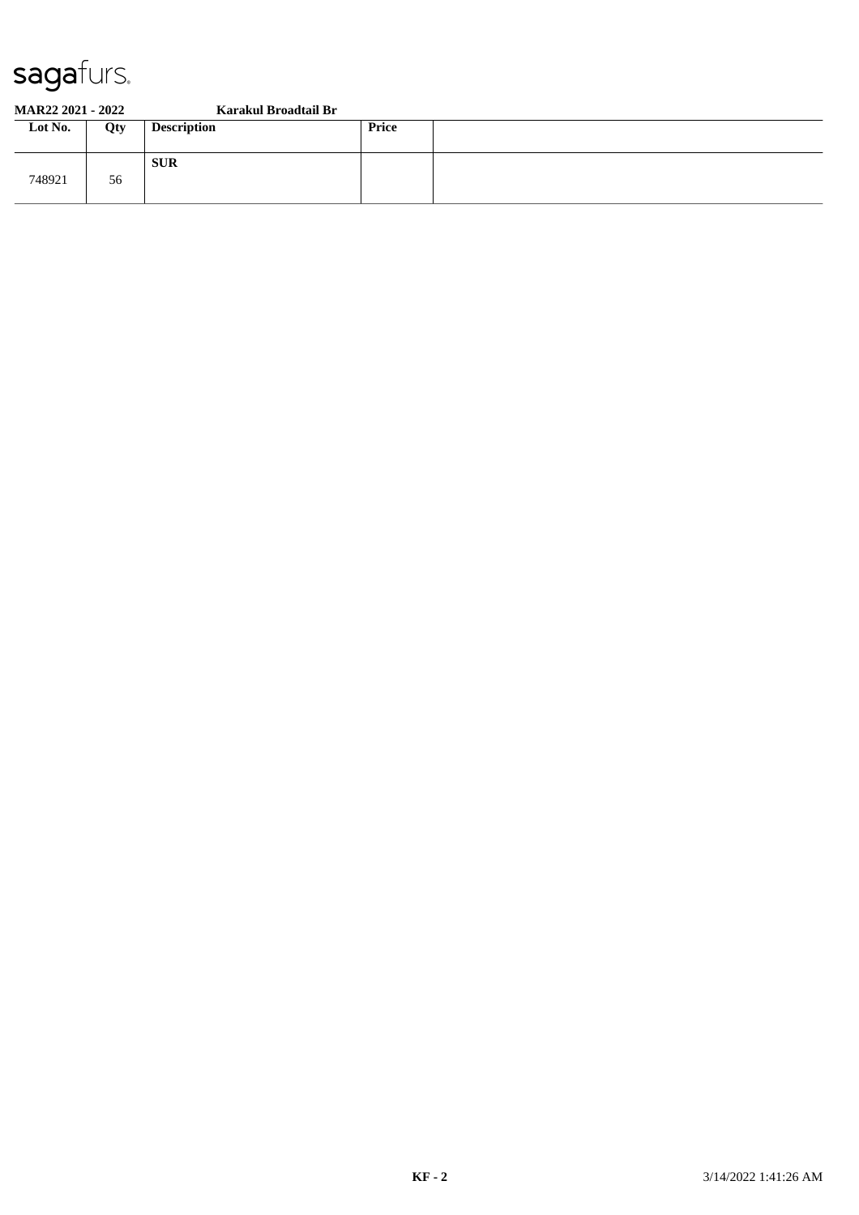sagafurs.

**MAR22 2021 - 2022** **Karakul Broadtail Br**

| Lot No. | Qty | Description | Price | |
|---|---|---|---|---|
| 748921 | 56 | **SUR** | | |